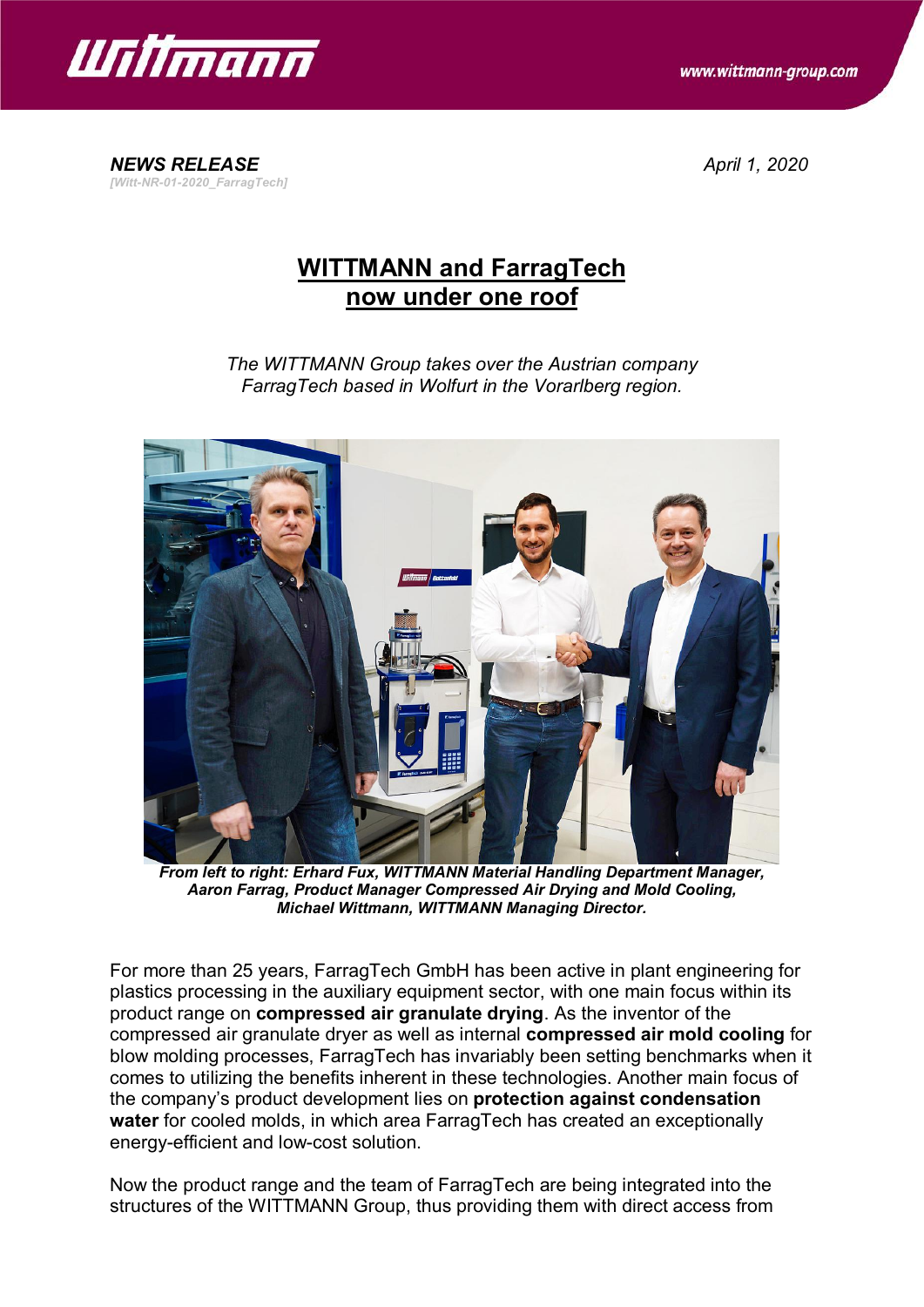***NEWS RELEASE***
*[Witt-NR-01-2020_FarragTech]*

*April 1, 2020*

# WITTMANN and FarragTech now under one roof

*The WITTMANN Group takes over the Austrian company FarragTech based in Wolfurt in the Vorarlberg region.*

***From left to right: Erhard Fux, WITTMANN Material Handling Department Manager, Aaron Farrag, Product Manager Compressed Air Drying and Mold Cooling, Michael Wittmann, WITTMANN Managing Director.***

For more than 25 years, FarragTech GmbH has been active in plant engineering for plastics processing in the auxiliary equipment sector, with one main focus within its product range on **compressed air granulate drying**. As the inventor of the compressed air granulate dryer as well as internal **compressed air mold cooling** for blow molding processes, FarragTech has invariably been setting benchmarks when it comes to utilizing the benefits inherent in these technologies. Another main focus of the company's product development lies on **protection against condensation water** for cooled molds, in which area FarragTech has created an exceptionally energy-efficient and low-cost solution.

Now the product range and the team of FarragTech are being integrated into the structures of the WITTMANN Group, thus providing them with direct access from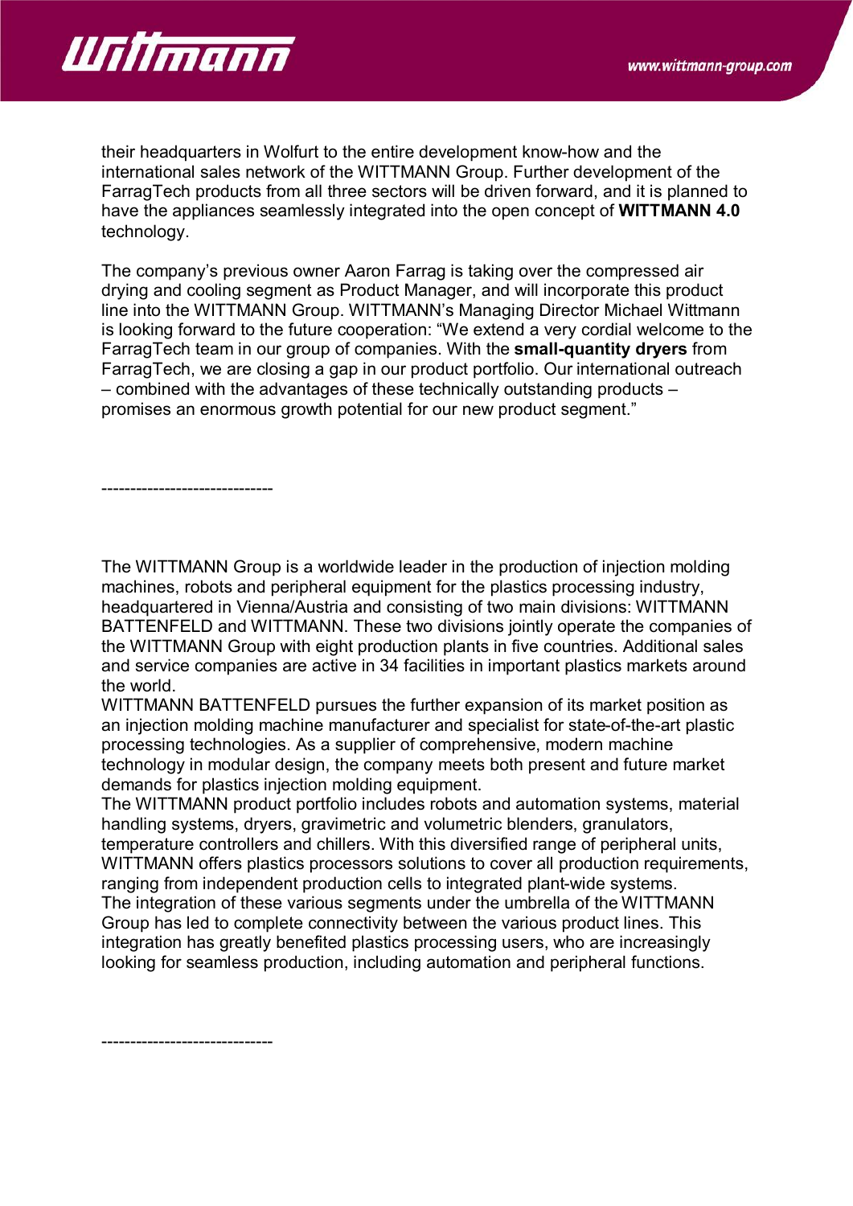their headquarters in Wolfurt to the entire development know-how and the international sales network of the WITTMANN Group. Further development of the FarragTech products from all three sectors will be driven forward, and it is planned to have the appliances seamlessly integrated into the open concept of **WITTMANN 4.0** technology.

The company’s previous owner Aaron Farrag is taking over the compressed air drying and cooling segment as Product Manager, and will incorporate this product line into the WITTMANN Group. WITTMANN’s Managing Director Michael Wittmann is looking forward to the future cooperation: “We extend a very cordial welcome to the FarragTech team in our group of companies. With the **small-quantity dryers** from FarragTech, we are closing a gap in our product portfolio. Our international outreach – combined with the advantages of these technically outstanding products – promises an enormous growth potential for our new product segment.”

------------------------------

The WITTMANN Group is a worldwide leader in the production of injection molding machines, robots and peripheral equipment for the plastics processing industry, headquartered in Vienna/Austria and consisting of two main divisions: WITTMANN BATTENFELD and WITTMANN. These two divisions jointly operate the companies of the WITTMANN Group with eight production plants in five countries. Additional sales and service companies are active in 34 facilities in important plastics markets around the world.
WITTMANN BATTENFELD pursues the further expansion of its market position as an injection molding machine manufacturer and specialist for state-of-the-art plastic processing technologies. As a supplier of comprehensive, modern machine technology in modular design, the company meets both present and future market demands for plastics injection molding equipment.
The WITTMANN product portfolio includes robots and automation systems, material handling systems, dryers, gravimetric and volumetric blenders, granulators, temperature controllers and chillers. With this diversified range of peripheral units, WITTMANN offers plastics processors solutions to cover all production requirements, ranging from independent production cells to integrated plant-wide systems.
The integration of these various segments under the umbrella of the WITTMANN Group has led to complete connectivity between the various product lines. This integration has greatly benefited plastics processing users, who are increasingly looking for seamless production, including automation and peripheral functions.

------------------------------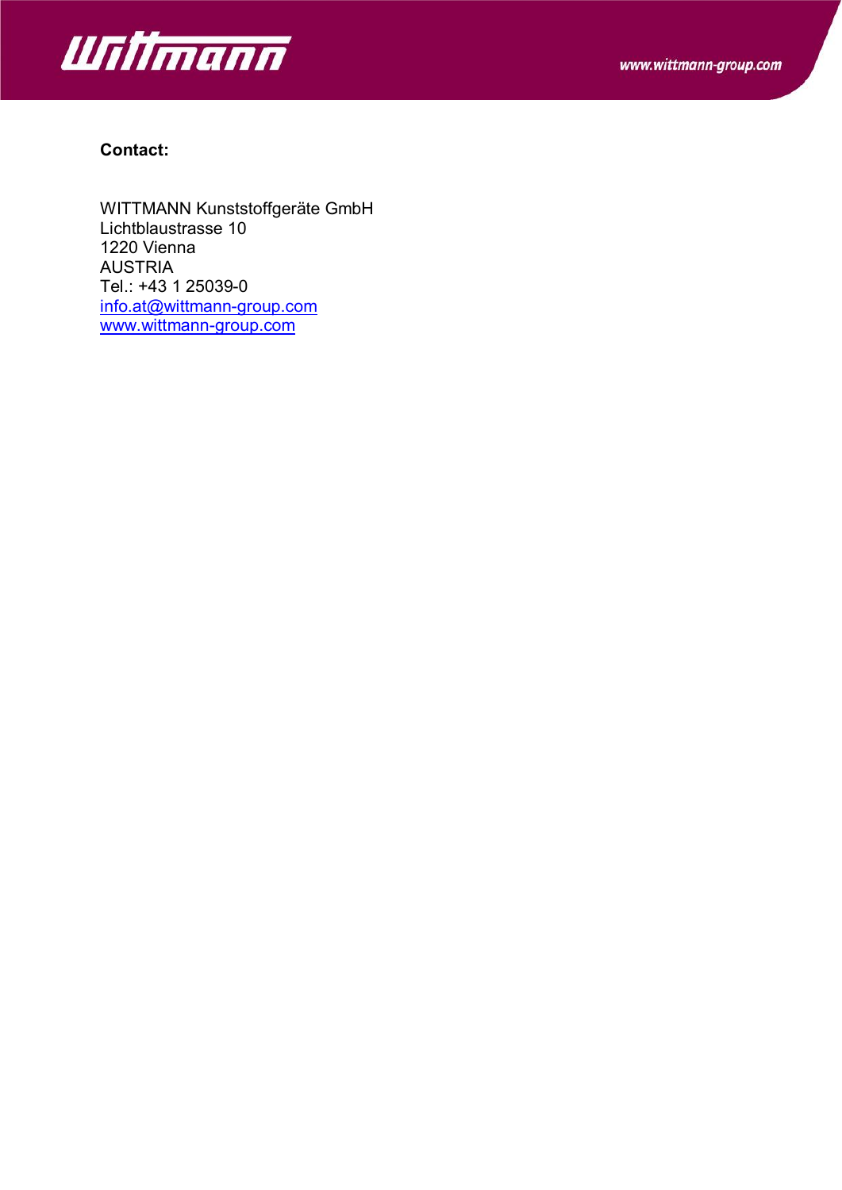**Contact:**

WITTMANN Kunststoffgeräte GmbH
Lichtblaustrasse 10
1220 Vienna
AUSTRIA
Tel.: +43 1 25039-0
info.at@wittmann-group.com
www.wittmann-group.com